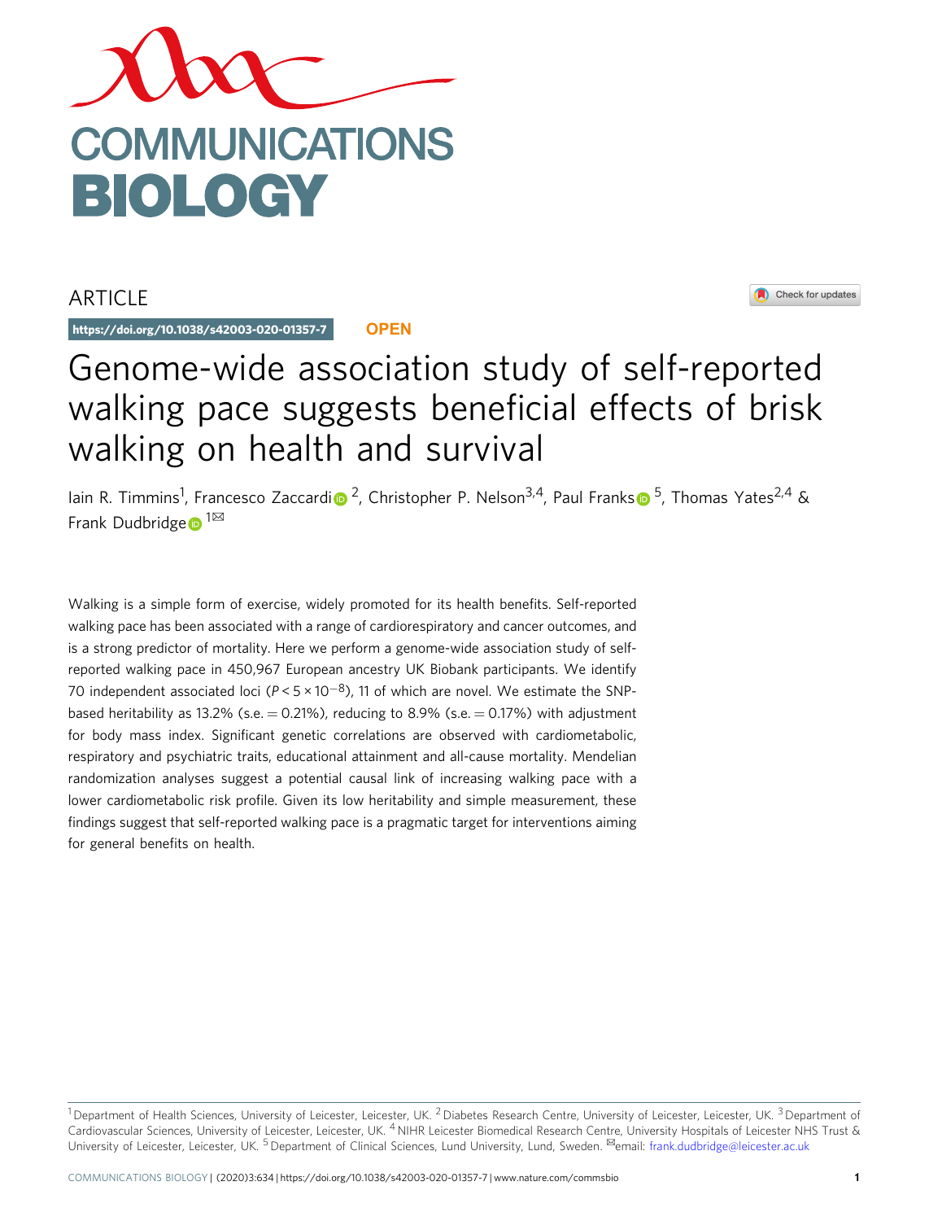ARTICLE

https://doi.org/10.1038/s42003-020-01357-7 **OPEN**

# Genome-wide association study of self-reported walking pace suggests beneficial effects of brisk walking on health and survival

Iain R. Timmins[1], Francesco Zaccardi[2], Christopher P. Nelson[3,4], Paul Franks[5], Thomas Yates[2,4] & Frank Dudbridge[1✉]

Walking is a simple form of exercise, widely promoted for its health benefits. Self-reported walking pace has been associated with a range of cardiorespiratory and cancer outcomes, and is a strong predictor of mortality. Here we perform a genome-wide association study of self-reported walking pace in 450,967 European ancestry UK Biobank participants. We identify 70 independent associated loci ($P < 5 \times 10^{-8}$), 11 of which are novel. We estimate the SNP-based heritability as 13.2% (s.e. = 0.21%), reducing to 8.9% (s.e. = 0.17%) with adjustment for body mass index. Significant genetic correlations are observed with cardiometabolic, respiratory and psychiatric traits, educational attainment and all-cause mortality. Mendelian randomization analyses suggest a potential causal link of increasing walking pace with a lower cardiometabolic risk profile. Given its low heritability and simple measurement, these findings suggest that self-reported walking pace is a pragmatic target for interventions aiming for general benefits on health.

[1] Department of Health Sciences, University of Leicester, Leicester, UK. [2] Diabetes Research Centre, University of Leicester, Leicester, UK. [3] Department of Cardiovascular Sciences, University of Leicester, Leicester, UK. [4] NIHR Leicester Biomedical Research Centre, University Hospitals of Leicester NHS Trust & University of Leicester, Leicester, UK. [5] Department of Clinical Sciences, Lund University, Lund, Sweden. ✉email: frank.dudbridge@leicester.ac.uk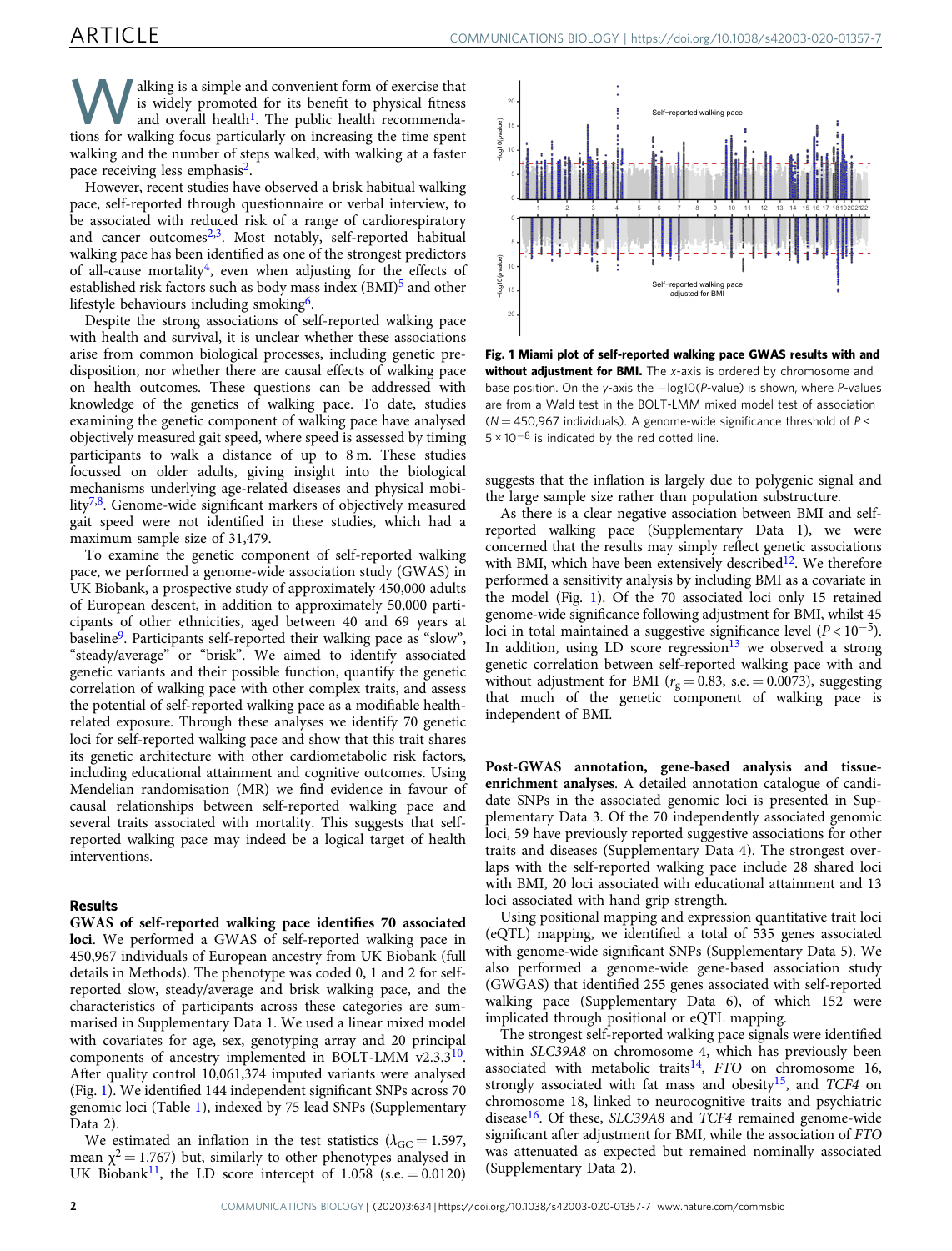Walking is a simple and convenient form of exercise that is widely promoted for its benefit to physical fitness and overall health[1]. The public health recommendations for walking focus particularly on increasing the time spent walking and the number of steps walked, with walking at a faster pace receiving less emphasis[2].

However, recent studies have observed a brisk habitual walking pace, self-reported through questionnaire or verbal interview, to be associated with reduced risk of a range of cardiorespiratory and cancer outcomes[2,3]. Most notably, self-reported habitual walking pace has been identified as one of the strongest predictors of all-cause mortality[4], even when adjusting for the effects of established risk factors such as body mass index (BMI)[5] and other lifestyle behaviours including smoking[6].

Despite the strong associations of self-reported walking pace with health and survival, it is unclear whether these associations arise from common biological processes, including genetic predisposition, nor whether there are causal effects of walking pace on health outcomes. These questions can be addressed with knowledge of the genetics of walking pace. To date, studies examining the genetic component of walking pace have analysed objectively measured gait speed, where speed is assessed by timing participants to walk a distance of up to 8 m. These studies focussed on older adults, giving insight into the biological mechanisms underlying age-related diseases and physical mobility[7,8]. Genome-wide significant markers of objectively measured gait speed were not identified in these studies, which had a maximum sample size of 31,479.

To examine the genetic component of self-reported walking pace, we performed a genome-wide association study (GWAS) in UK Biobank, a prospective study of approximately 450,000 adults of European descent, in addition to approximately 50,000 participants of other ethnicities, aged between 40 and 69 years at baseline[9]. Participants self-reported their walking pace as "slow", "steady/average" or "brisk". We aimed to identify associated genetic variants and their possible function, quantify the genetic correlation of walking pace with other complex traits, and assess the potential of self-reported walking pace as a modifiable health-related exposure. Through these analyses we identify 70 genetic loci for self-reported walking pace and show that this trait shares its genetic architecture with other cardiometabolic risk factors, including educational attainment and cognitive outcomes. Using Mendelian randomisation (MR) we find evidence in favour of causal relationships between self-reported walking pace and several traits associated with mortality. This suggests that self-reported walking pace may indeed be a logical target of health interventions.

## Results

**GWAS of self-reported walking pace identifies 70 associated loci**. We performed a GWAS of self-reported walking pace in 450,967 individuals of European ancestry from UK Biobank (full details in Methods). The phenotype was coded 0, 1 and 2 for self-reported slow, steady/average and brisk walking pace, and the characteristics of participants across these categories are summarised in Supplementary Data 1. We used a linear mixed model with covariates for age, sex, genotyping array and 20 principal components of ancestry implemented in BOLT-LMM v2.3.3[10]. After quality control 10,061,374 imputed variants were analysed (Fig. 1). We identified 144 independent significant SNPs across 70 genomic loci (Table 1), indexed by 75 lead SNPs (Supplementary Data 2).

We estimated an inflation in the test statistics ($\lambda_{GC} = 1.597$, mean $\chi^2 = 1.767$) but, similarly to other phenotypes analysed in UK Biobank[11], the LD score intercept of 1.058 (s.e. = 0.0120) suggests that the inflation is largely due to polygenic signal and the large sample size rather than population substructure.

**Fig. 1 Miami plot of self-reported walking pace GWAS results with and without adjustment for BMI.** The x-axis is ordered by chromosome and base position. On the y-axis the −log10(P-value) is shown, where P-values are from a Wald test in the BOLT-LMM mixed model test of association (N = 450,967 individuals). A genome-wide significance threshold of $P < 5 \times 10^{-8}$ is indicated by the red dotted line.

As there is a clear negative association between BMI and self-reported walking pace (Supplementary Data 1), we were concerned that the results may simply reflect genetic associations with BMI, which have been extensively described[12]. We therefore performed a sensitivity analysis by including BMI as a covariate in the model (Fig. 1). Of the 70 associated loci only 15 retained genome-wide significance following adjustment for BMI, whilst 45 loci in total maintained a suggestive significance level ($P < 10^{-5}$). In addition, using LD score regression[13] we observed a strong genetic correlation between self-reported walking pace with and without adjustment for BMI ($r_g = 0.83$, s.e. = 0.0073), suggesting that much of the genetic component of walking pace is independent of BMI.

**Post-GWAS annotation, gene-based analysis and tissue-enrichment analyses**. A detailed annotation catalogue of candidate SNPs in the associated genomic loci is presented in Supplementary Data 3. Of the 70 independently associated genomic loci, 59 have previously reported suggestive associations for other traits and diseases (Supplementary Data 4). The strongest overlaps with the self-reported walking pace include 28 shared loci with BMI, 20 loci associated with educational attainment and 13 loci associated with hand grip strength.

Using positional mapping and expression quantitative trait loci (eQTL) mapping, we identified a total of 535 genes associated with genome-wide significant SNPs (Supplementary Data 5). We also performed a genome-wide gene-based association study (GWGAS) that identified 255 genes associated with self-reported walking pace (Supplementary Data 6), of which 152 were implicated through positional or eQTL mapping.

The strongest self-reported walking pace signals were identified within *SLC39A8* on chromosome 4, which has previously been associated with metabolic traits[14], *FTO* on chromosome 16, strongly associated with fat mass and obesity[15], and *TCF4* on chromosome 18, linked to neurocognitive traits and psychiatric disease[16]. Of these, *SLC39A8* and *TCF4* remained genome-wide significant after adjustment for BMI, while the association of *FTO* was attenuated as expected but remained nominally associated (Supplementary Data 2).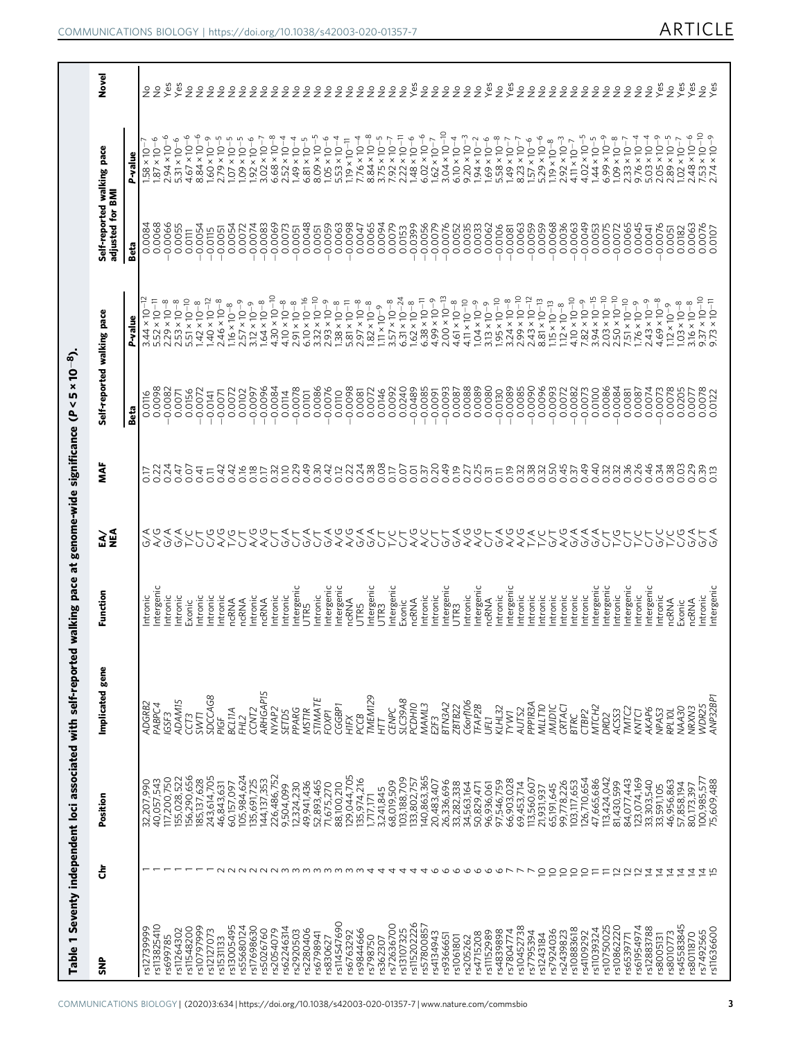**Table 1 Seventy independent loci associated with self-reported walking pace at genome-wide significance ($P < 5 \times 10^{-8}$).**

| SNP | Chr | Position | Implicated gene | Function | EA/NEA | MAF | Self-reported walking pace | | Self-reported walking pace adjusted for BMI | | Novel |
|---|---|---|---|---|---|---|---|---|---|---|---|
| | | | | | | | Beta | P-value | Beta | P-value | |
| rs12739999 | 1 | 32,207,990 | *ADGRB2* | Intronic | G/A | 0.17 | 0.0116 | $3.44 \times 10^{-12}$ | 0.0084 | $1.58 \times 10^{-7}$ | No |
| rs113825410 | 1 | 40,057,543 | *PABPC4* | Intergenic | A/G | 0.22 | 0.0098 | $5.52 \times 10^{-11}$ | 0.0068 | $1.87 \times 10^{-6}$ | No |
| rs6699785 | 1 | 117,200,750 | *IGSF3* | Intronic | G/A | 0.24 | −0.0082 | $2.29 \times 10^{-8}$ | −0.0066 | $2.94 \times 10^{-6}$ | Yes |
| rs11264302 | 1 | 155,028,522 | *ADAM15* | Intronic | G/A | 0.47 | 0.0071 | $2.53 \times 10^{-8}$ | 0.0055 | $5.31 \times 10^{-6}$ | Yes |
| rs11548200 | 1 | 156,290,656 | *CCT3* | Exonic | T/C | 0.07 | 0.0156 | $5.51 \times 10^{-10}$ | 0.0111 | $4.67 \times 10^{-6}$ | No |
| rs10797999 | 1 | 185,137,628 | *SWT1* | Intronic | C/T | 0.41 | −0.0072 | $1.42 \times 10^{-8}$ | −0.0054 | $8.84 \times 10^{-6}$ | No |
| rs12127073 | 1 | 243,614,705 | *SDCCAG8* | Intronic | C/G | 0.11 | −0.0141 | $1.40 \times 10^{-12}$ | −0.0115 | $1.60 \times 10^{-9}$ | No |
| rs1531133 | 2 | 46,843,631 | *PIGF* | Intronic | A/G | 0.42 | −0.0071 | $2.46 \times 10^{-8}$ | −0.0051 | $2.79 \times 10^{-5}$ | No |
| rs13005495 | 2 | 60,157,097 | *BCL11A* | ncRNA | T/G | 0.42 | 0.0072 | $1.16 \times 10^{-8}$ | 0.0054 | $1.07 \times 10^{-5}$ | No |
| rs55680124 | 2 | 105,984,624 | *FHL2* | ncRNA | C/T | 0.16 | 0.0102 | $2.57 \times 10^{-9}$ | 0.0072 | $1.09 \times 10^{-5}$ | No |
| rs17698630 | 2 | 135,691,725 | *CCNT2* | Intronic | A/G | 0.18 | −0.0097 | $3.12 \times 10^{-9}$ | −0.0074 | $1.92 \times 10^{-6}$ | No |
| rs5026760 | 2 | 144,137,353 | *ARHGAP15* | ncRNA | A/G | 0.17 | −0.0096 | $1.64 \times 10^{-8}$ | −0.0083 | $3.02 \times 10^{-7}$ | No |
| rs2054079 | 2 | 226,486,752 | *NYAP2* | Intronic | C/T | 0.32 | −0.0084 | $4.30 \times 10^{-10}$ | −0.0069 | $6.68 \times 10^{-8}$ | No |
| rs62246314 | 3 | 9,504,099 | *SETD5* | Intronic | G/A | 0.10 | 0.0114 | $4.10 \times 10^{-8}$ | 0.0073 | $2.52 \times 10^{-4}$ | No |
| rs2920503 | 3 | 12,324,230 | *PPARG* | Intergenic | C/T | 0.29 | −0.0078 | $2.91 \times 10^{-8}$ | −0.0051 | $1.49 \times 10^{-4}$ | No |
| rs2280406 | 3 | 49,941,436 | *MST1R* | UTR5 | G/A | 0.49 | 0.0101 | $6.10 \times 10^{-16}$ | 0.0048 | $6.81 \times 10^{-5}$ | No |
| rs6798941 | 3 | 52,893,465 | *STIMATE* | Intronic | C/T | 0.30 | 0.0086 | $3.32 \times 10^{-10}$ | 0.0051 | $8.09 \times 10^{-5}$ | No |
| rs830627 | 3 | 71,675,270 | *FOXP1* | Intergenic | G/A | 0.42 | −0.0076 | $2.93 \times 10^{-9}$ | −0.0059 | $1.05 \times 10^{-6}$ | No |
| rs114547690 | 3 | 88,100,210 | *CGGBP1* | Intergenic | A/G | 0.12 | 0.0110 | $1.38 \times 10^{-8}$ | 0.0063 | $5.53 \times 10^{-4}$ | No |
| rs6763292 | 3 | 129,044,705 | *H1FX* | ncRNA | A/G | 0.22 | −0.0098 | $5.81 \times 10^{-11}$ | −0.0098 | $1.19 \times 10^{-11}$ | No |
| rs9844666 | 3 | 135,974,216 | *PCCB* | UTR5 | G/A | 0.24 | 0.0081 | $2.97 \times 10^{-8}$ | 0.0047 | $7.76 \times 10^{-4}$ | No |
| rs798750 | 4 | 1,717,171 | *TMEM129* | Intergenic | G/A | 0.38 | 0.0072 | $1.82 \times 10^{-8}$ | 0.0065 | $8.84 \times 10^{-8}$ | No |
| rs362307 | 4 | 3,241,845 | *HTT* | UTR3 | C/T | 0.08 | 0.0146 | $1.11 \times 10^{-9}$ | 0.0094 | $3.75 \times 10^{-5}$ | No |
| rs72636700 | 4 | 68,019,509 | *CENPC* | Intergenic | T/C | 0.17 | 0.0092 | $3.57 \times 10^{-8}$ | 0.0079 | $7.92 \times 10^{-7}$ | No |
| rs13107325 | 4 | 103,188,709 | *SLC39A8* | Exonic | C/T | 0.07 | 0.0240 | $6.31 \times 10^{-24}$ | 0.0153 | $2.22 \times 10^{-11}$ | No |
| rs115202226 | 4 | 133,802,757 | *PCDH10* | ncRNA | C/T | 0.01 | −0.0489 | $1.62 \times 10^{-8}$ | −0.0399 | $1.48 \times 10^{-6}$ | Yes |
| rs57800857 | 4 | 140,863,365 | *MAML3* | Intronic | A/G | 0.37 | −0.0085 | $6.38 \times 10^{-11}$ | −0.0056 | $6.02 \times 10^{-6}$ | No |
| rs4134943 | 6 | 20,483,407 | *E2F3* | Intronic | A/C | 0.20 | −0.0091 | $4.99 \times 10^{-9}$ | −0.0079 | $1.62 \times 10^{-7}$ | No |
| rs9366651 | 6 | 26,336,696 | *BTN3A2* | Intergenic | C/T | 0.49 | −0.0093 | $2.00 \times 10^{-13}$ | −0.0076 | $3.04 \times 10^{-10}$ | No |
| rs1061801 | 6 | 33,282,338 | *ZBTB22* | UTR3 | G/T | 0.19 | 0.0087 | $4.61 \times 10^{-8}$ | 0.0052 | $6.10 \times 10^{-4}$ | No |
| rs205262 | 6 | 34,563,164 | *C6orf106* | Intronic | G/A | 0.27 | 0.0088 | $4.11 \times 10^{-10}$ | 0.0035 | $9.20 \times 10^{-3}$ | No |
| rs4715208 | 6 | 50,829,471 | *TFAP2B* | Intergenic | A/G | 0.25 | 0.0089 | $1.04 \times 10^{-9}$ | 0.0033 | $1.94 \times 10^{-2}$ | No |
| rs11152989 | 6 | 96,936,061 | *UFL1* | ncRNA | A/G | 0.31 | 0.0080 | $3.13 \times 10^{-9}$ | 0.0062 | $1.69 \times 10^{-6}$ | Yes |
| rs4839898 | 6 | 97,546,759 | *KLHL32* | Intronic | C/T | 0.11 | −0.0130 | $1.95 \times 10^{-10}$ | −0.0106 | $5.58 \times 10^{-8}$ | No |
| rs7804774 | 7 | 66,903,028 | *TYW1* | Intergenic | G/A | 0.19 | −0.0089 | $3.24 \times 10^{-8}$ | −0.0081 | $1.49 \times 10^{-7}$ | Yes |
| rs10452738 | 7 | 69,453,714 | *AUTS2* | Intronic | A/G | 0.32 | 0.0085 | $2.99 \times 10^{-10}$ | 0.0063 | $8.23 \times 10^{-7}$ | No |
| rs7795394 | 7 | 113,560,607 | *PPP1R3A* | Intronic | A/G | 0.38 | −0.0090 | $2.43 \times 10^{-12}$ | −0.0059 | $1.57 \times 10^{-6}$ | No |
| rs1243184 | 10 | 21,931,937 | *MLLT10* | Intronic | T/A | 0.32 | 0.0096 | $8.81 \times 10^{-13}$ | 0.0059 | $5.29 \times 10^{-6}$ | No |
| rs7924036 | 10 | 65,191,645 | *JMJD1C* | Intronic | T/C | 0.50 | −0.0093 | $1.15 \times 10^{-13}$ | −0.0068 | $1.19 \times 10^{-8}$ | No |
| rs2439823 | 10 | 99,778,226 | *CRTAC1* | Intronic | G/T | 0.45 | 0.0072 | $1.12 \times 10^{-8}$ | 0.0036 | $2.92 \times 10^{-3}$ | No |
| rs10883618 | 10 | 103,117,653 | *BTRC* | Intronic | A/G | 0.37 | −0.0082 | $4.10 \times 10^{-10}$ | −0.0063 | $4.11 \times 10^{-7}$ | No |
| rs4109292 | 10 | 126,710,654 | *CTBP2* | Intronic | G/A | 0.49 | −0.0073 | $7.82 \times 10^{-9}$ | −0.0049 | $4.02 \times 10^{-5}$ | No |
| rs11039324 | 11 | 47,665,686 | *MTCH2* | Intergenic | G/A | 0.40 | 0.0100 | $3.94 \times 10^{-15}$ | 0.0053 | $1.44 \times 10^{-5}$ | No |
| rs10750025 | 11 | 113,424,042 | *DRD2* | Intergenic | G/A | 0.32 | 0.0086 | $2.03 \times 10^{-10}$ | 0.0075 | $6.99 \times 10^{-9}$ | No |
| rs10862220 | 12 | 81,430,599 | *ACSS3* | Intronic | C/T | 0.32 | −0.0084 | $2.50 \times 10^{-10}$ | −0.0072 | $1.09 \times 10^{-8}$ | No |
| rs6539771 | 12 | 84,077,443 | *TMTC2* | Intergenic | T/G | 0.36 | 0.0081 | $7.51 \times 10^{-10}$ | 0.0065 | $2.33 \times 10^{-7}$ | No |
| rs61954974 | 12 | 123,074,169 | *KNTC1* | Intronic | T/C | 0.26 | 0.0087 | $1.76 \times 10^{-9}$ | 0.0045 | $9.76 \times 10^{-4}$ | No |
| rs12883788 | 14 | 33,303,540 | *AKAP6* | Intergenic | C/T | 0.46 | 0.0074 | $2.43 \times 10^{-9}$ | 0.0041 | $5.03 \times 10^{-4}$ | No |
| rs8005131 | 14 | 33,591,105 | *NPAS3* | Intronic | G/C | 0.34 | −0.0073 | $4.69 \times 10^{-8}$ | −0.0076 | $2.05 \times 10^{-9}$ | Yes |
| rs8010773 | 14 | 46,956,863 | *RPL10L* | ncRNA | T/C | 0.38 | 0.0078 | $1.12 \times 10^{-9}$ | 0.0051 | $2.89 \times 10^{-5}$ | No |
| rs45583845 | 14 | 57,858,194 | *NAA30* | Exonic | C/G | 0.03 | 0.0205 | $1.03 \times 10^{-8}$ | 0.0182 | $1.02 \times 10^{-7}$ | Yes |
| rs8011870 | 14 | 80,173,397 | *NRXN3* | ncRNA | G/A | 0.29 | 0.0077 | $3.16 \times 10^{-8}$ | 0.0063 | $2.48 \times 10^{-6}$ | Yes |
| rs7492565 | 14 | 100,985,577 | *WDR25* | Intronic | G/T | 0.39 | 0.0078 | $9.37 \times 10^{-10}$ | 0.0076 | $7.53 \times 10^{-10}$ | No |
| rs11636600 | 15 | 75,609,488 | *ANP32BP1* | Intergenic | G/A | 0.13 | 0.0122 | $9.73 \times 10^{-11}$ | 0.0107 | $2.74 \times 10^{-9}$ | Yes |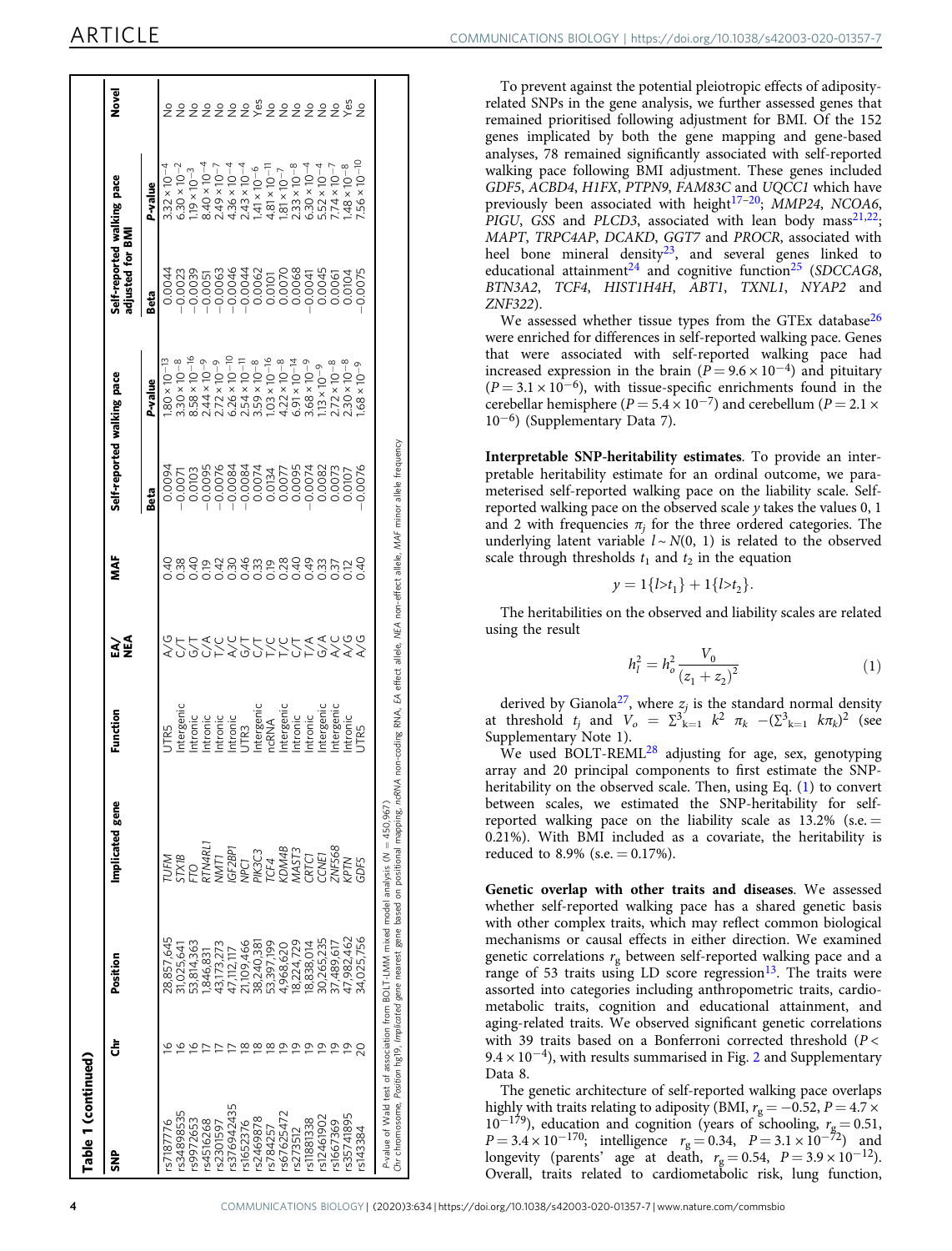**Table 1 (continued)**

| SNP | Chr | Position | Implicated gene | Function | EA/NEA | MAF | Self-reported walking pace | | Self-reported walking pace adjusted for BMI | | Novel |
|---|---|---|---|---|---|---|---|---|---|---|---|
| | | | | | | | Beta | P-value | Beta | P-value | |
| rs7187776 | 16 | 28,857,645 | *TUFM* | UTR5 | A/G | 0.40 | 0.0094 | $1.80\times10^{-13}$ | 0.0044 | $3.32\times10^{-4}$ | No |
| rs34898535 | 16 | 31,025,641 | *STX1B* | Intergenic | C/T | 0.38 | −0.0071 | $3.30\times10^{-8}$ | −0.0023 | $6.30\times10^{-2}$ | No |
| rs9972653 | 16 | 53,814,363 | *FTO* | Intronic | G/T | 0.40 | 0.0103 | $8.58\times10^{-16}$ | −0.0039 | $1.19\times10^{-3}$ | No |
| rs4516268 | 17 | 1,846,831 | *RTN4RL1* | Intronic | C/A | 0.19 | −0.0095 | $2.44\times10^{-9}$ | −0.0051 | $8.40\times10^{-4}$ | No |
| rs2301597 | 17 | 43,173,273 | *NMT1* | Intronic | T/C | 0.42 | −0.0076 | $2.72\times10^{-9}$ | −0.0063 | $2.49\times10^{-7}$ | No |
| rs376942435 | 17 | 47,112,117 | *IGF2BP1* | Intronic | A/C | 0.30 | −0.0084 | $6.26\times10^{-10}$ | −0.0046 | $4.36\times10^{-4}$ | No |
| rs1652376 | 18 | 21,109,466 | *NPC1* | UTR3 | G/T | 0.46 | −0.0084 | $2.54\times10^{-11}$ | −0.0044 | $2.43\times10^{-4}$ | No |
| rs2469878 | 18 | 38,240,381 | *PIK3C3* | Intergenic | C/T | 0.33 | 0.0074 | $3.59\times10^{-8}$ | 0.0062 | $1.41\times10^{-6}$ | Yes |
| rs784257 | 18 | 53,397,199 | *TCF4* | ncRNA | T/C | 0.19 | 0.0134 | $1.03\times10^{-16}$ | 0.0101 | $4.81\times10^{-11}$ | No |
| rs67625472 | 19 | 4,968,620 | *KDM4B* | Intergenic | T/C | 0.28 | 0.0077 | $4.22\times10^{-8}$ | 0.0070 | $1.81\times10^{-7}$ | No |
| rs273512 | 19 | 18,224,729 | *MAST3* | Intronic | C/T | 0.40 | 0.0095 | $6.91\times10^{-14}$ | 0.0068 | $2.33\times10^{-8}$ | No |
| rs11881338 | 19 | 18,838,014 | *CRTC1* | Intronic | T/A | 0.49 | −0.0074 | $3.68\times10^{-9}$ | −0.0041 | $6.30\times10^{-4}$ | No |
| rs12461902 | 19 | 30,265,235 | *CCNE1* | Intergenic | G/A | 0.33 | 0.0082 | $1.13\times10^{-9}$ | 0.0045 | $5.52\times10^{-4}$ | No |
| rs1667369 | 19 | 37,489,617 | *ZNF568* | Intergenic | A/C | 0.37 | 0.0073 | $2.72\times10^{-8}$ | 0.0061 | $7.74\times10^{-7}$ | No |
| rs35741895 | 19 | 47,982,462 | *KPTN* | Intronic | A/G | 0.12 | 0.0107 | $2.30\times10^{-8}$ | 0.0104 | $1.48\times10^{-8}$ | Yes |
| rs143384 | 20 | 34,025,756 | *GDF5* | UTR5 | A/G | 0.40 | −0.0076 | $1.68\times10^{-9}$ | −0.0075 | $7.56\times10^{-10}$ | No |

P-value of Wald test of association from BOLT-LMM mixed model analysis (N = 450,967)
Chr chromosome, Position hg19, Implicated gene nearest gene based on positional mapping, ncRNA non-coding RNA, EA effect allele, NEA non-effect allele, MAF minor allele frequency

To prevent against the potential pleiotropic effects of adiposity-related SNPs in the gene analysis, we further assessed genes that remained prioritised following adjustment for BMI. Of the 152 genes implicated by both the gene mapping and gene-based analyses, 78 remained significantly associated with self-reported walking pace following BMI adjustment. These genes included *GDF5*, *ACBD4*, *H1FX*, *PTPN9*, *FAM83C* and *UQCC1* which have previously been associated with height[17–20]; *MMP24*, *NCOA6*, *PIGU*, *GSS* and *PLCD3*, associated with lean body mass[21,22]; *MAPT*, *TRPC4AP*, *DCAKD*, *GGT7* and *PROCR*, associated with heel bone mineral density[23], and several genes linked to educational attainment[24] and cognitive function[25] (*SDCCAG8*, *BTN3A2*, *TCF4*, *HIST1H4H*, *ABT1*, *TXNL1*, *NYAP2* and *ZNF322*).

We assessed whether tissue types from the GTEx database[26] were enriched for differences in self-reported walking pace. Genes that were associated with self-reported walking pace had increased expression in the brain ($P = 9.6 \times 10^{-4}$) and pituitary ($P = 3.1 \times 10^{-6}$), with tissue-specific enrichments found in the cerebellar hemisphere ($P = 5.4 \times 10^{-7}$) and cerebellum ($P = 2.1 \times 10^{-6}$) (Supplementary Data 7).

**Interpretable SNP-heritability estimates**. To provide an interpretable heritability estimate for an ordinal outcome, we parameterised self-reported walking pace on the liability scale. Self-reported walking pace on the observed scale $y$ takes the values 0, 1 and 2 with frequencies $\pi_j$ for the three ordered categories. The underlying latent variable $l \sim N(0, 1)$ is related to the observed scale through thresholds $t_1$ and $t_2$ in the equation

$$y = 1\{l > t_1\} + 1\{l > t_2\}.$$

The heritabilities on the observed and liability scales are related using the result

$$h_l^2 = h_o^2 \frac{V_0}{(z_1 + z_2)^2} \tag{1}$$

derived by Gianola[27], where $z_j$ is the standard normal density at threshold $t_j$ and $V_o = \sum_{k=1}^{3} k^2 \ \pi_k \ -(\sum_{k=1}^{3} k\pi_k)^2$ (see Supplementary Note 1).

We used BOLT-REML[28] adjusting for age, sex, genotyping array and 20 principal components to first estimate the SNP-heritability on the observed scale. Then, using Eq. (1) to convert between scales, we estimated the SNP-heritability for self-reported walking pace on the liability scale as 13.2% (s.e. = 0.21%). With BMI included as a covariate, the heritability is reduced to 8.9% (s.e. = 0.17%).

**Genetic overlap with other traits and diseases**. We assessed whether self-reported walking pace has a shared genetic basis with other complex traits, which may reflect common biological mechanisms or causal effects in either direction. We examined genetic correlations $r_g$ between self-reported walking pace and a range of 53 traits using LD score regression[13]. The traits were assorted into categories including anthropometric traits, cardiometabolic traits, cognition and educational attainment, and aging-related traits. We observed significant genetic correlations with 39 traits based on a Bonferroni corrected threshold ($P < 9.4 \times 10^{-4}$), with results summarised in Fig. 2 and Supplementary Data 8.

The genetic architecture of self-reported walking pace overlaps highly with traits relating to adiposity (BMI, $r_g = -0.52$, $P = 4.7 \times 10^{-179}$), education and cognition (years of schooling, $r_g = 0.51$, $P = 3.4 \times 10^{-170}$; intelligence $r_g = 0.34$, $P = 3.1 \times 10^{-72}$) and longevity (parents' age at death, $r_g = 0.54$, $P = 3.9 \times 10^{-12}$). Overall, traits related to cardiometabolic risk, lung function,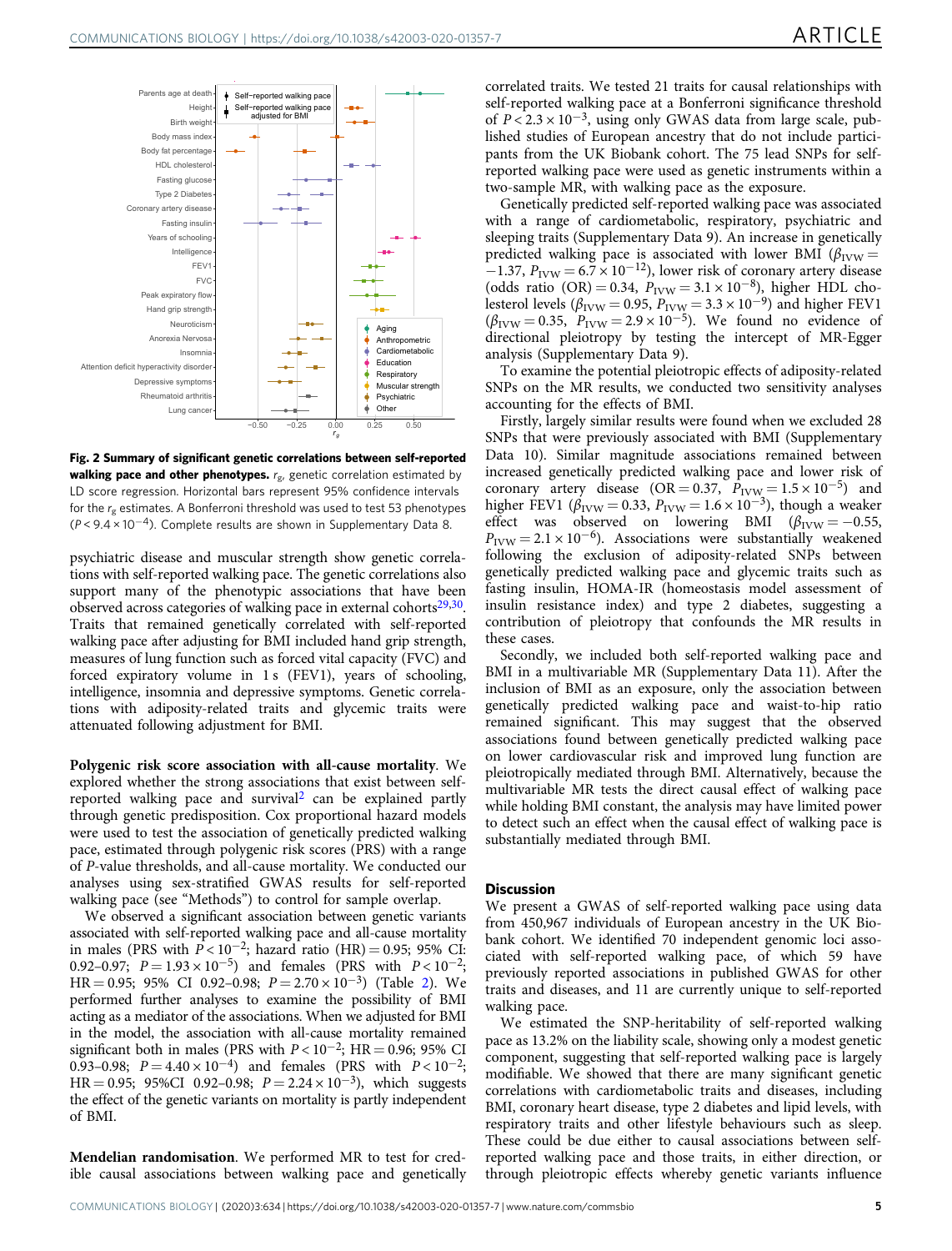**Fig. 2 Summary of significant genetic correlations between self-reported walking pace and other phenotypes.** $r_g$, genetic correlation estimated by LD score regression. Horizontal bars represent 95% confidence intervals for the $r_g$ estimates. A Bonferroni threshold was used to test 53 phenotypes ($P < 9.4 \times 10^{-4}$). Complete results are shown in Supplementary Data 8.

psychiatric disease and muscular strength show genetic correlations with self-reported walking pace. The genetic correlations also support many of the phenotypic associations that have been observed across categories of walking pace in external cohorts[29,30]. Traits that remained genetically correlated with self-reported walking pace after adjusting for BMI included hand grip strength, measures of lung function such as forced vital capacity (FVC) and forced expiratory volume in 1 s (FEV1), years of schooling, intelligence, insomnia and depressive symptoms. Genetic correlations with adiposity-related traits and glycemic traits were attenuated following adjustment for BMI.

**Polygenic risk score association with all-cause mortality**. We explored whether the strong associations that exist between self-reported walking pace and survival[2] can be explained partly through genetic predisposition. Cox proportional hazard models were used to test the association of genetically predicted walking pace, estimated through polygenic risk scores (PRS) with a range of P-value thresholds, and all-cause mortality. We conducted our analyses using sex-stratified GWAS results for self-reported walking pace (see "Methods") to control for sample overlap.

We observed a significant association between genetic variants associated with self-reported walking pace and all-cause mortality in males (PRS with $P < 10^{-2}$; hazard ratio (HR) = 0.95; 95% CI: 0.92–0.97; $P = 1.93 \times 10^{-5}$) and females (PRS with $P < 10^{-2}$; HR = 0.95; 95% CI 0.92–0.98; $P = 2.70 \times 10^{-3}$) (Table 2). We performed further analyses to examine the possibility of BMI acting as a mediator of the associations. When we adjusted for BMI in the model, the association with all-cause mortality remained significant both in males (PRS with $P < 10^{-2}$; HR = 0.96; 95% CI 0.93–0.98; $P = 4.40 \times 10^{-4}$) and females (PRS with $P < 10^{-2}$; HR = 0.95; 95%CI 0.92–0.98; $P = 2.24 \times 10^{-3}$), which suggests the effect of the genetic variants on mortality is partly independent of BMI.

**Mendelian randomisation**. We performed MR to test for credible causal associations between walking pace and genetically correlated traits. We tested 21 traits for causal relationships with self-reported walking pace at a Bonferroni significance threshold of $P < 2.3 \times 10^{-3}$, using only GWAS data from large scale, published studies of European ancestry that do not include participants from the UK Biobank cohort. The 75 lead SNPs for self-reported walking pace were used as genetic instruments within a two-sample MR, with walking pace as the exposure.

Genetically predicted self-reported walking pace was associated with a range of cardiometabolic, respiratory, psychiatric and sleeping traits (Supplementary Data 9). An increase in genetically predicted walking pace is associated with lower BMI ($\beta_{IVW} = -1.37$, $P_{IVW} = 6.7 \times 10^{-12}$), lower risk of coronary artery disease (odds ratio (OR) = 0.34, $P_{IVW} = 3.1 \times 10^{-8}$), higher HDL cholesterol levels ($\beta_{IVW} = 0.95$, $P_{IVW} = 3.3 \times 10^{-9}$) and higher FEV1 ($\beta_{IVW} = 0.35$, $P_{IVW} = 2.9 \times 10^{-5}$). We found no evidence of directional pleiotropy by testing the intercept of MR-Egger analysis (Supplementary Data 9).

To examine the potential pleiotropic effects of adiposity-related SNPs on the MR results, we conducted two sensitivity analyses accounting for the effects of BMI.

Firstly, largely similar results were found when we excluded 28 SNPs that were previously associated with BMI (Supplementary Data 10). Similar magnitude associations remained between increased genetically predicted walking pace and lower risk of coronary artery disease (OR = 0.37, $P_{IVW} = 1.5 \times 10^{-5}$) and higher FEV1 ($\beta_{IVW} = 0.33$, $P_{IVW} = 1.6 \times 10^{-3}$), though a weaker effect was observed on lowering BMI ($\beta_{IVW} = -0.55$, $P_{IVW} = 2.1 \times 10^{-6}$). Associations were substantially weakened following the exclusion of adiposity-related SNPs between genetically predicted walking pace and glycemic traits such as fasting insulin, HOMA-IR (homeostasis model assessment of insulin resistance index) and type 2 diabetes, suggesting a contribution of pleiotropy that confounds the MR results in these cases.

Secondly, we included both self-reported walking pace and BMI in a multivariable MR (Supplementary Data 11). After the inclusion of BMI as an exposure, only the association between genetically predicted walking pace and waist-to-hip ratio remained significant. This may suggest that the observed associations found between genetically predicted walking pace on lower cardiovascular risk and improved lung function are pleiotropically mediated through BMI. Alternatively, because the multivariable MR tests the direct causal effect of walking pace while holding BMI constant, the analysis may have limited power to detect such an effect when the causal effect of walking pace is substantially mediated through BMI.

## Discussion

We present a GWAS of self-reported walking pace using data from 450,967 individuals of European ancestry in the UK Biobank cohort. We identified 70 independent genomic loci associated with self-reported walking pace, of which 59 have previously reported associations in published GWAS for other traits and diseases, and 11 are currently unique to self-reported walking pace.

We estimated the SNP-heritability of self-reported walking pace as 13.2% on the liability scale, showing only a modest genetic component, suggesting that self-reported walking pace is largely modifiable. We showed that there are many significant genetic correlations with cardiometabolic traits and diseases, including BMI, coronary heart disease, type 2 diabetes and lipid levels, with respiratory traits and other lifestyle behaviours such as sleep. These could be due either to causal associations between self-reported walking pace and those traits, in either direction, or through pleiotropic effects whereby genetic variants influence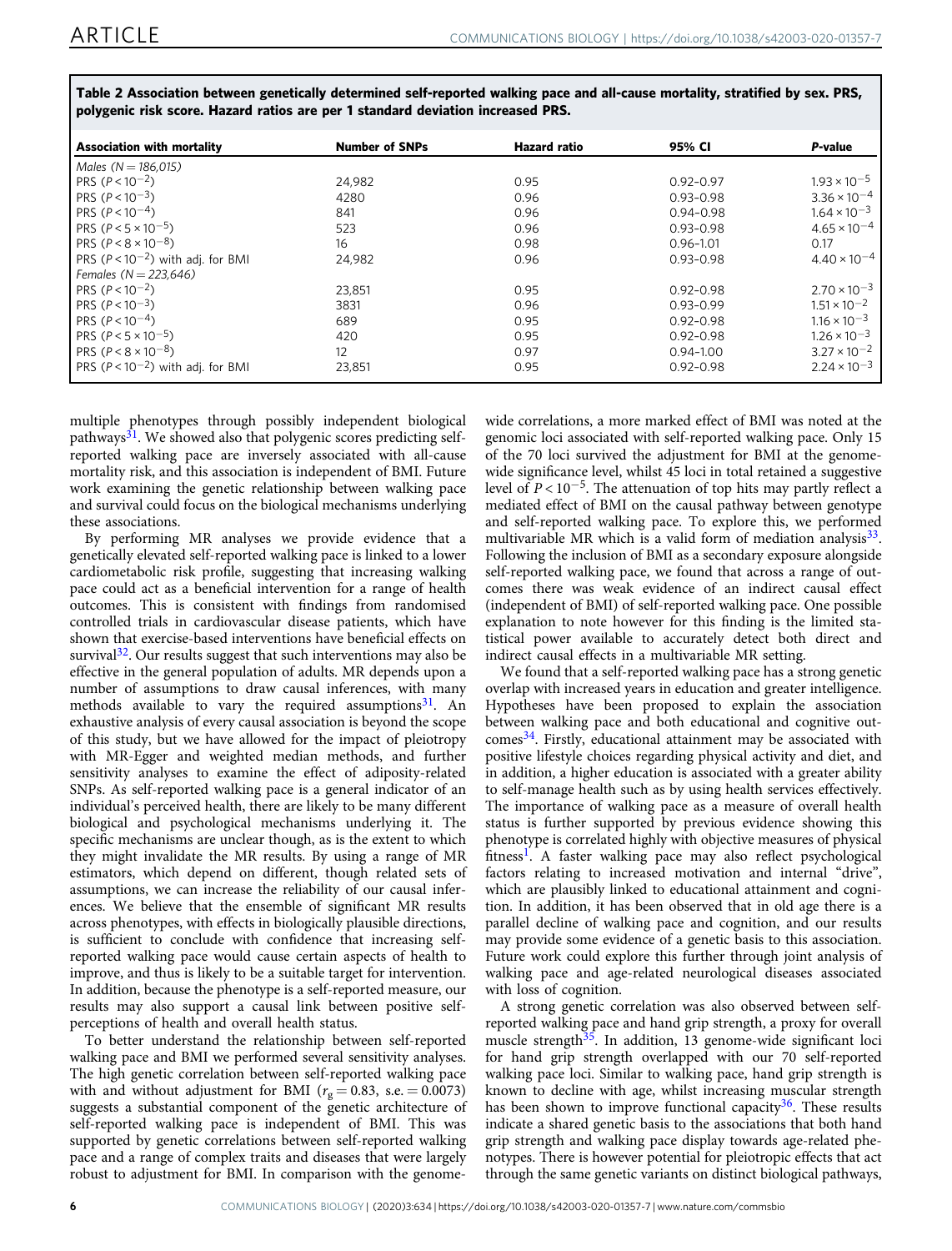**Table 2 Association between genetically determined self-reported walking pace and all-cause mortality, stratified by sex. PRS, polygenic risk score. Hazard ratios are per 1 standard deviation increased PRS.**

| Association with mortality | Number of SNPs | Hazard ratio | 95% CI | *P*-value |
|---|---|---|---|---|
| *Males (N = 186,015)* | | | | |
| PRS ($P < 10^{-2}$) | 24,982 | 0.95 | 0.92–0.97 | $1.93 \times 10^{-5}$ |
| PRS ($P < 10^{-3}$) | 4280 | 0.96 | 0.93–0.98 | $3.36 \times 10^{-4}$ |
| PRS ($P < 10^{-4}$) | 841 | 0.96 | 0.94–0.98 | $1.64 \times 10^{-3}$ |
| PRS ($P < 5 \times 10^{-5}$) | 523 | 0.96 | 0.93–0.98 | $4.65 \times 10^{-4}$ |
| PRS ($P < 8 \times 10^{-8}$) | 16 | 0.98 | 0.96–1.01 | 0.17 |
| PRS ($P < 10^{-2}$) with adj. for BMI | 24,982 | 0.96 | 0.93–0.98 | $4.40 \times 10^{-4}$ |
| *Females (N = 223,646)* | | | | |
| PRS ($P < 10^{-2}$) | 23,851 | 0.95 | 0.92–0.98 | $2.70 \times 10^{-3}$ |
| PRS ($P < 10^{-3}$) | 3831 | 0.96 | 0.93–0.99 | $1.51 \times 10^{-2}$ |
| PRS ($P < 10^{-4}$) | 689 | 0.95 | 0.92–0.98 | $1.16 \times 10^{-3}$ |
| PRS ($P < 5 \times 10^{-5}$) | 420 | 0.95 | 0.92–0.98 | $1.26 \times 10^{-3}$ |
| PRS ($P < 8 \times 10^{-8}$) | 12 | 0.97 | 0.94–1.00 | $3.27 \times 10^{-2}$ |
| PRS ($P < 10^{-2}$) with adj. for BMI | 23,851 | 0.95 | 0.92–0.98 | $2.24 \times 10^{-3}$ |

multiple phenotypes through possibly independent biological pathways[31]. We showed also that polygenic scores predicting self-reported walking pace are inversely associated with all-cause mortality risk, and this association is independent of BMI. Future work examining the genetic relationship between walking pace and survival could focus on the biological mechanisms underlying these associations.

By performing MR analyses we provide evidence that a genetically elevated self-reported walking pace is linked to a lower cardiometabolic risk profile, suggesting that increasing walking pace could act as a beneficial intervention for a range of health outcomes. This is consistent with findings from randomised controlled trials in cardiovascular disease patients, which have shown that exercise-based interventions have beneficial effects on survival[32]. Our results suggest that such interventions may also be effective in the general population of adults. MR depends upon a number of assumptions to draw causal inferences, with many methods available to vary the required assumptions[31]. An exhaustive analysis of every causal association is beyond the scope of this study, but we have allowed for the impact of pleiotropy with MR-Egger and weighted median methods, and further sensitivity analyses to examine the effect of adiposity-related SNPs. As self-reported walking pace is a general indicator of an individual's perceived health, there are likely to be many different biological and psychological mechanisms underlying it. The specific mechanisms are unclear though, as is the extent to which they might invalidate the MR results. By using a range of MR estimators, which depend on different, though related sets of assumptions, we can increase the reliability of our causal inferences. We believe that the ensemble of significant MR results across phenotypes, with effects in biologically plausible directions, is sufficient to conclude with confidence that increasing self-reported walking pace would cause certain aspects of health to improve, and thus is likely to be a suitable target for intervention. In addition, because the phenotype is a self-reported measure, our results may also support a causal link between positive self-perceptions of health and overall health status.

To better understand the relationship between self-reported walking pace and BMI we performed several sensitivity analyses. The high genetic correlation between self-reported walking pace with and without adjustment for BMI ($r_g = 0.83$, s.e. = 0.0073) suggests a substantial component of the genetic architecture of self-reported walking pace is independent of BMI. This was supported by genetic correlations between self-reported walking pace and a range of complex traits and diseases that were largely robust to adjustment for BMI. In comparison with the genome-wide correlations, a more marked effect of BMI was noted at the genomic loci associated with self-reported walking pace. Only 15 of the 70 loci survived the adjustment for BMI at the genome-wide significance level, whilst 45 loci in total retained a suggestive level of $P < 10^{-5}$. The attenuation of top hits may partly reflect a mediated effect of BMI on the causal pathway between genotype and self-reported walking pace. To explore this, we performed multivariable MR which is a valid form of mediation analysis[33]. Following the inclusion of BMI as a secondary exposure alongside self-reported walking pace, we found that across a range of outcomes there was weak evidence of an indirect causal effect (independent of BMI) of self-reported walking pace. One possible explanation to note however for this finding is the limited statistical power available to accurately detect both direct and indirect causal effects in a multivariable MR setting.

We found that a self-reported walking pace has a strong genetic overlap with increased years in education and greater intelligence. Hypotheses have been proposed to explain the association between walking pace and both educational and cognitive outcomes[34]. Firstly, educational attainment may be associated with positive lifestyle choices regarding physical activity and diet, and in addition, a higher education is associated with a greater ability to self-manage health such as by using health services effectively. The importance of walking pace as a measure of overall health status is further supported by previous evidence showing this phenotype is correlated highly with objective measures of physical fitness[1]. A faster walking pace may also reflect psychological factors relating to increased motivation and internal "drive", which are plausibly linked to educational attainment and cognition. In addition, it has been observed that in old age there is a parallel decline of walking pace and cognition, and our results may provide some evidence of a genetic basis to this association. Future work could explore this further through joint analysis of walking pace and age-related neurological diseases associated with loss of cognition.

A strong genetic correlation was also observed between self-reported walking pace and hand grip strength, a proxy for overall muscle strength[35]. In addition, 13 genome-wide significant loci for hand grip strength overlapped with our 70 self-reported walking pace loci. Similar to walking pace, hand grip strength is known to decline with age, whilst increasing muscular strength has been shown to improve functional capacity[36]. These results indicate a shared genetic basis to the associations that both hand grip strength and walking pace display towards age-related phenotypes. There is however potential for pleiotropic effects that act through the same genetic variants on distinct biological pathways,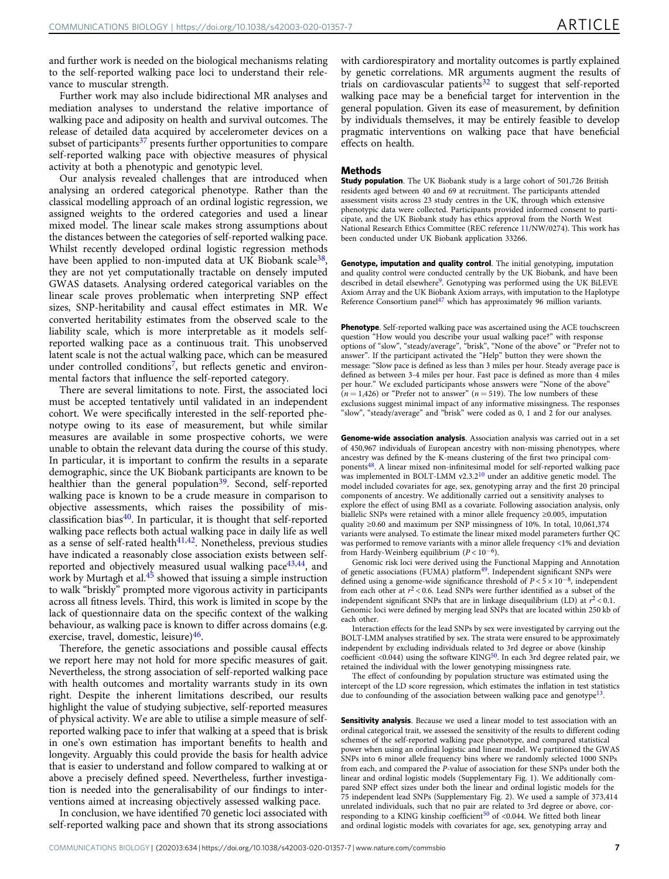and further work is needed on the biological mechanisms relating to the self-reported walking pace loci to understand their relevance to muscular strength.

Further work may also include bidirectional MR analyses and mediation analyses to understand the relative importance of walking pace and adiposity on health and survival outcomes. The release of detailed data acquired by accelerometer devices on a subset of participants[37] presents further opportunities to compare self-reported walking pace with objective measures of physical activity at both a phenotypic and genotypic level.

Our analysis revealed challenges that are introduced when analysing an ordered categorical phenotype. Rather than the classical modelling approach of an ordinal logistic regression, we assigned weights to the ordered categories and used a linear mixed model. The linear scale makes strong assumptions about the distances between the categories of self-reported walking pace. Whilst recently developed ordinal logistic regression methods have been applied to non-imputed data at UK Biobank scale[38], they are not yet computationally tractable on densely imputed GWAS datasets. Analysing ordered categorical variables on the linear scale proves problematic when interpreting SNP effect sizes, SNP-heritability and causal effect estimates in MR. We converted heritability estimates from the observed scale to the liability scale, which is more interpretable as it models self-reported walking pace as a continuous trait. This unobserved latent scale is not the actual walking pace, which can be measured under controlled conditions[7], but reflects genetic and environmental factors that influence the self-reported category.

There are several limitations to note. First, the associated loci must be accepted tentatively until validated in an independent cohort. We were specifically interested in the self-reported phenotype owing to its ease of measurement, but while similar measures are available in some prospective cohorts, we were unable to obtain the relevant data during the course of this study. In particular, it is important to confirm the results in a separate demographic, since the UK Biobank participants are known to be healthier than the general population[39]. Second, self-reported walking pace is known to be a crude measure in comparison to objective assessments, which raises the possibility of misclassification bias[40]. In particular, it is thought that self-reported walking pace reflects both actual walking pace in daily life as well as a sense of self-rated health[41,42]. Nonetheless, previous studies have indicated a reasonably close association exists between self-reported and objectively measured usual walking pace[43,44], and work by Murtagh et al.[45] showed that issuing a simple instruction to walk "briskly" prompted more vigorous activity in participants across all fitness levels. Third, this work is limited in scope by the lack of questionnaire data on the specific context of the walking behaviour, as walking pace is known to differ across domains (e.g. exercise, travel, domestic, leisure)[46].

Therefore, the genetic associations and possible causal effects we report here may not hold for more specific measures of gait. Nevertheless, the strong association of self-reported walking pace with health outcomes and mortality warrants study in its own right. Despite the inherent limitations described, our results highlight the value of studying subjective, self-reported measures of physical activity. We are able to utilise a simple measure of self-reported walking pace to infer that walking at a speed that is brisk in one's own estimation has important benefits to health and longevity. Arguably this could provide the basis for health advice that is easier to understand and follow compared to walking at or above a precisely defined speed. Nevertheless, further investigation is needed into the generalisability of our findings to interventions aimed at increasing objectively assessed walking pace.

In conclusion, we have identified 70 genetic loci associated with self-reported walking pace and shown that its strong associations with cardiorespiratory and mortality outcomes is partly explained by genetic correlations. MR arguments augment the results of trials on cardiovascular patients[32] to suggest that self-reported walking pace may be a beneficial target for intervention in the general population. Given its ease of measurement, by definition by individuals themselves, it may be entirely feasible to develop pragmatic interventions on walking pace that have beneficial effects on health.

## Methods

**Study population**. The UK Biobank study is a large cohort of 501,726 British residents aged between 40 and 69 at recruitment. The participants attended assessment visits across 23 study centres in the UK, through which extensive phenotypic data were collected. Participants provided informed consent to participate, and the UK Biobank study has ethics approval from the North West National Research Ethics Committee (REC reference 11/NW/0274). This work has been conducted under UK Biobank application 33266.

**Genotype, imputation and quality control**. The initial genotyping, imputation and quality control were conducted centrally by the UK Biobank, and have been described in detail elsewhere[9]. Genotyping was performed using the UK BiLEVE Axiom Array and the UK Biobank Axiom arrays, with imputation to the Haplotype Reference Consortium panel[47] which has approximately 96 million variants.

**Phenotype**. Self-reported walking pace was ascertained using the ACE touchscreen question "How would you describe your usual walking pace?" with response options of "slow", "steady/average", "brisk", "None of the above" or "Prefer not to answer". If the participant activated the "Help" button they were shown the message: "Slow pace is defined as less than 3 miles per hour. Steady average pace is defined as between 3-4 miles per hour. Fast pace is defined as more than 4 miles per hour." We excluded participants whose answers were "None of the above" ($n = 1,426$) or "Prefer not to answer" ($n = 519$). The low numbers of these exclusions suggest minimal impact of any informative missingness. The responses "slow", "steady/average" and "brisk" were coded as 0, 1 and 2 for our analyses.

**Genome-wide association analysis**. Association analysis was carried out in a set of 450,967 individuals of European ancestry with non-missing phenotypes, where ancestry was defined by the K-means clustering of the first two principal components[48]. A linear mixed non-infinitesimal model for self-reported walking pace was implemented in BOLT-LMM v2.3.2[10] under an additive genetic model. The model included covariates for age, sex, genotyping array and the first 20 principal components of ancestry. We additionally carried out a sensitivity analyses to explore the effect of using BMI as a covariate. Following association analysis, only biallelic SNPs were retained with a minor allele frequency ≥0.005, imputation quality ≥0.60 and maximum per SNP missingness of 10%. In total, 10,061,374 variants were analysed. To estimate the linear mixed model parameters further QC was performed to remove variants with a minor allele frequency <1% and deviation from Hardy-Weinberg equilibrium ($P < 10^{-6}$).

Genomic risk loci were derived using the Functional Mapping and Annotation of genetic associations (FUMA) platform[49]. Independent significant SNPs were defined using a genome-wide significance threshold of $P < 5 \times 10^{-8}$, independent from each other at $r^2 < 0.6$. Lead SNPs were further identified as a subset of the independent significant SNPs that are in linkage disequilibrium (LD) at $r^2 < 0.1$. Genomic loci were defined by merging lead SNPs that are located within 250 kb of each other.

Interaction effects for the lead SNPs by sex were investigated by carrying out the BOLT-LMM analyses stratified by sex. The strata were ensured to be approximately independent by excluding individuals related to 3rd degree or above (kinship coefficient <0.044) using the software KING[50]. In each 3rd degree related pair, we retained the individual with the lower genotyping missingness rate.

The effect of confounding by population structure was estimated using the intercept of the LD score regression, which estimates the inflation in test statistics due to confounding of the association between walking pace and genotype[13].

**Sensitivity analysis**. Because we used a linear model to test association with an ordinal categorical trait, we assessed the sensitivity of the results to different coding schemes of the self-reported walking pace phenotype, and compared statistical power when using an ordinal logistic and linear model. We partitioned the GWAS SNPs into 6 minor allele frequency bins where we randomly selected 1000 SNPs from each, and compared the P-value of association for these SNPs under both the linear and ordinal logistic models (Supplementary Fig. 1). We additionally compared SNP effect sizes under both the linear and ordinal logistic models for the 75 independent lead SNPs (Supplementary Fig. 2). We used a sample of 373,414 unrelated individuals, such that no pair are related to 3rd degree or above, corresponding to a KING kinship coefficient[50] of <0.044. We fitted both linear and ordinal logistic models with covariates for age, sex, genotyping array and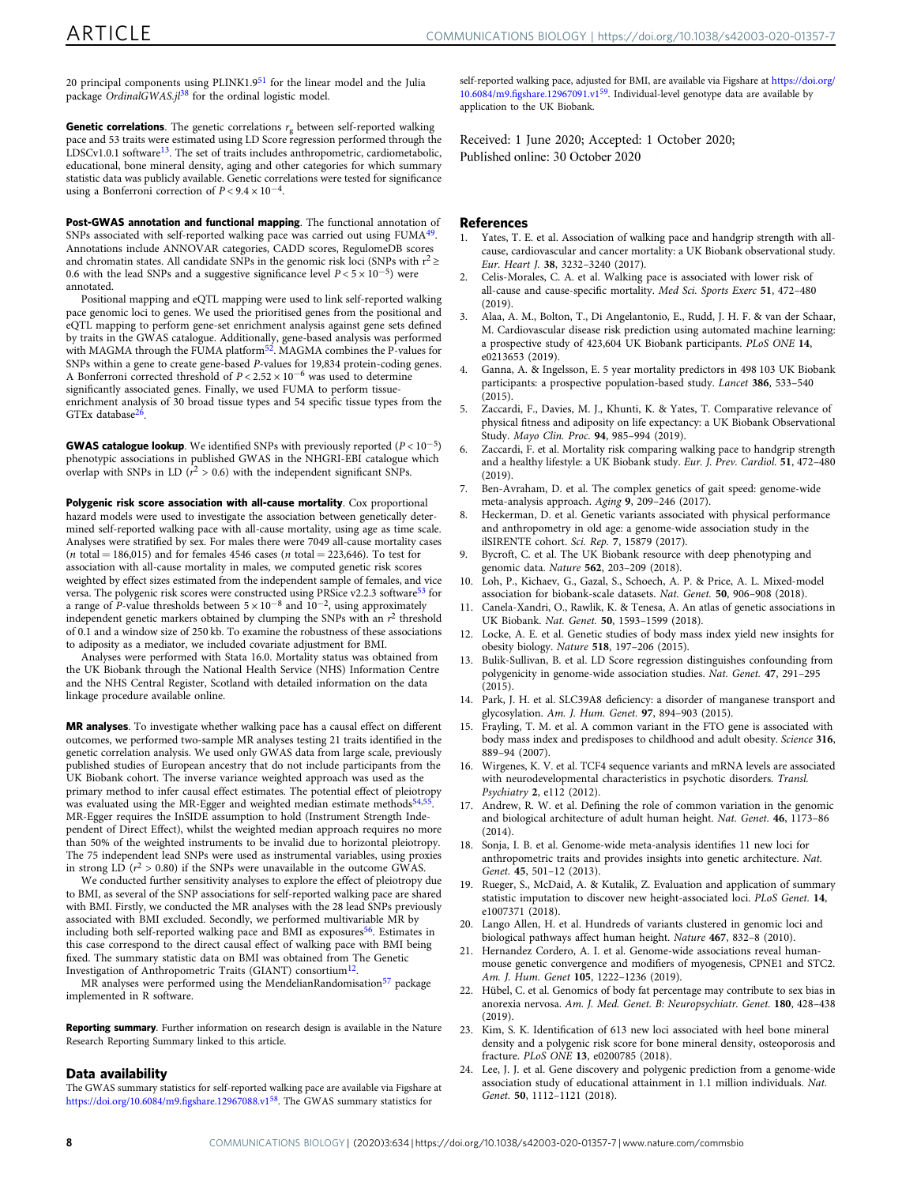20 principal components using PLINK1.9[51] for the linear model and the Julia package *OrdinalGWAS.jl*[38] for the ordinal logistic model.

**Genetic correlations**. The genetic correlations $r_g$ between self-reported walking pace and 53 traits were estimated using LD Score regression performed through the LDSCv1.0.1 software[13]. The set of traits includes anthropometric, cardiometabolic, educational, bone mineral density, aging and other categories for which summary statistic data was publicly available. Genetic correlations were tested for significance using a Bonferroni correction of $P < 9.4 \times 10^{-4}$.

**Post-GWAS annotation and functional mapping**. The functional annotation of SNPs associated with self-reported walking pace was carried out using FUMA[49]. Annotations include ANNOVAR categories, CADD scores, RegulomeDB scores and chromatin states. All candidate SNPs in the genomic risk loci (SNPs with $r^2 \geq 0.6$ with the lead SNPs and a suggestive significance level $P < 5 \times 10^{-5}$) were annotated.

Positional mapping and eQTL mapping were used to link self-reported walking pace genomic loci to genes. We used the prioritised genes from the positional and eQTL mapping to perform gene-set enrichment analysis against gene sets defined by traits in the GWAS catalogue. Additionally, gene-based analysis was performed with MAGMA through the FUMA platform[52]. MAGMA combines the P-values for SNPs within a gene to create gene-based P-values for 19,834 protein-coding genes. A Bonferroni corrected threshold of $P < 2.52 \times 10^{-6}$ was used to determine significantly associated genes. Finally, we used FUMA to perform tissue-enrichment analysis of 30 broad tissue types and 54 specific tissue types from the GTEx database[26].

**GWAS catalogue lookup**. We identified SNPs with previously reported ($P < 10^{-5}$) phenotypic associations in published GWAS in the NHGRI-EBI catalogue which overlap with SNPs in LD ($r^2 > 0.6$) with the independent significant SNPs.

**Polygenic risk score association with all-cause mortality**. Cox proportional hazard models were used to investigate the association between genetically determined self-reported walking pace with all-cause mortality, using age as time scale. Analyses were stratified by sex. For males there were 7049 all-cause mortality cases ($n$ total = 186,015) and for females 4546 cases ($n$ total = 223,646). To test for association with all-cause mortality in males, we computed genetic risk scores weighted by effect sizes estimated from the independent sample of females, and vice versa. The polygenic risk scores were constructed using PRSice v2.2.3 software[53] for a range of P-value thresholds between $5 \times 10^{-8}$ and $10^{-2}$, using approximately independent genetic markers obtained by clumping the SNPs with an $r^2$ threshold of 0.1 and a window size of 250 kb. To examine the robustness of these associations to adiposity as a mediator, we included covariate adjustment for BMI.

Analyses were performed with Stata 16.0. Mortality status was obtained from the UK Biobank through the National Health Service (NHS) Information Centre and the NHS Central Register, Scotland with detailed information on the data linkage procedure available online.

**MR analyses**. To investigate whether walking pace has a causal effect on different outcomes, we performed two-sample MR analyses testing 21 traits identified in the genetic correlation analysis. We used only GWAS data from large scale, previously published studies of European ancestry that do not include participants from the UK Biobank cohort. The inverse variance weighted approach was used as the primary method to infer causal effect estimates. The potential effect of pleiotropy was evaluated using the MR-Egger and weighted median estimate methods[54,55]. MR-Egger requires the InSIDE assumption to hold (Instrument Strength Independent of Direct Effect), whilst the weighted median approach requires no more than 50% of the weighted instruments to be invalid due to horizontal pleiotropy. The 75 independent lead SNPs were used as instrumental variables, using proxies in strong LD ($r^2 > 0.80$) if the SNPs were unavailable in the outcome GWAS.

We conducted further sensitivity analyses to explore the effect of pleiotropy due to BMI, as several of the SNP associations for self-reported walking pace are shared with BMI. Firstly, we conducted the MR analyses with the 28 lead SNPs previously associated with BMI excluded. Secondly, we performed multivariable MR by including both self-reported walking pace and BMI as exposures[56]. Estimates in this case correspond to the direct causal effect of walking pace with BMI being fixed. The summary statistic data on BMI was obtained from The Genetic Investigation of Anthropometric Traits (GIANT) consortium[12].

MR analyses were performed using the MendelianRandomisation[57] package implemented in R software.

**Reporting summary**. Further information on research design is available in the Nature Research Reporting Summary linked to this article.

## Data availability

The GWAS summary statistics for self-reported walking pace are available via Figshare at https://doi.org/10.6084/m9.figshare.12967088.v1[58]. The GWAS summary statistics for self-reported walking pace, adjusted for BMI, are available via Figshare at https://doi.org/10.6084/m9.figshare.12967091.v1[59]. Individual-level genotype data are available by application to the UK Biobank.

Received: 1 June 2020; Accepted: 1 October 2020;
Published online: 30 October 2020

## References

1. Yates, T. E. et al. Association of walking pace and handgrip strength with all-cause, cardiovascular and cancer mortality: a UK Biobank observational study. *Eur. Heart J.* **38**, 3232–3240 (2017).
2. Celis-Morales, C. A. et al. Walking pace is associated with lower risk of all-cause and cause-specific mortality. *Med Sci. Sports Exerc* **51**, 472–480 (2019).
3. Alaa, A. M., Bolton, T., Di Angelantonio, E., Rudd, J. H. F. & van der Schaar, M. Cardiovascular disease risk prediction using automated machine learning: a prospective study of 423,604 UK Biobank participants. *PLoS ONE* **14**, e0213653 (2019).
4. Ganna, A. & Ingelsson, E. 5 year mortality predictors in 498 103 UK Biobank participants: a prospective population-based study. *Lancet* **386**, 533–540 (2015).
5. Zaccardi, F., Davies, M. J., Khunti, K. & Yates, T. Comparative relevance of physical fitness and adiposity on life expectancy: a UK Biobank Observational Study. *Mayo Clin. Proc.* **94**, 985–994 (2019).
6. Zaccardi, F. et al. Mortality risk comparing walking pace to handgrip strength and a healthy lifestyle: a UK Biobank study. *Eur. J. Prev. Cardiol.* **51**, 472–480 (2019).
7. Ben-Avraham, D. et al. The complex genetics of gait speed: genome-wide meta-analysis approach. *Aging* **9**, 209–246 (2017).
8. Heckerman, D. et al. Genetic variants associated with physical performance and anthropometry in old age: a genome-wide association study in the ilSIRENTE cohort. *Sci. Rep.* **7**, 15879 (2017).
9. Bycroft, C. et al. The UK Biobank resource with deep phenotyping and genomic data. *Nature* **562**, 203–209 (2018).
10. Loh, P., Kichaev, G., Gazal, S., Schoech, A. P. & Price, A. L. Mixed-model association for biobank-scale datasets. *Nat. Genet.* **50**, 906–908 (2018).
11. Canela-Xandri, O., Rawlik, K. & Tenesa, A. An atlas of genetic associations in UK Biobank. *Nat. Genet.* **50**, 1593–1599 (2018).
12. Locke, A. E. et al. Genetic studies of body mass index yield new insights for obesity biology. *Nature* **518**, 197–206 (2015).
13. Bulik-Sullivan, B. et al. LD Score regression distinguishes confounding from polygenicity in genome-wide association studies. *Nat. Genet.* **47**, 291–295 (2015).
14. Park, J. H. et al. SLC39A8 deficiency: a disorder of manganese transport and glycosylation. *Am. J. Hum. Genet.* **97**, 894–903 (2015).
15. Frayling, T. M. et al. A common variant in the FTO gene is associated with body mass index and predisposes to childhood and adult obesity. *Science* **316**, 889–94 (2007).
16. Wirgenes, K. V. et al. TCF4 sequence variants and mRNA levels are associated with neurodevelopmental characteristics in psychotic disorders. *Transl. Psychiatry* **2**, e112 (2012).
17. Andrew, R. W. et al. Defining the role of common variation in the genomic and biological architecture of adult human height. *Nat. Genet.* **46**, 1173–86 (2014).
18. Sonja, I. B. et al. Genome-wide meta-analysis identifies 11 new loci for anthropometric traits and provides insights into genetic architecture. *Nat. Genet.* **45**, 501–12 (2013).
19. Rueger, S., McDaid, A. & Kutalik, Z. Evaluation and application of summary statistic imputation to discover new height-associated loci. *PLoS Genet.* **14**, e1007371 (2018).
20. Lango Allen, H. et al. Hundreds of variants clustered in genomic loci and biological pathways affect human height. *Nature* **467**, 832–8 (2010).
21. Hernandez Cordero, A. I. et al. Genome-wide associations reveal human-mouse genetic convergence and modifiers of myogenesis, CPNE1 and STC2. *Am. J. Hum. Genet* **105**, 1222–1236 (2019).
22. Hübel, C. et al. Genomics of body fat percentage may contribute to sex bias in anorexia nervosa. *Am. J. Med. Genet. B: Neuropsychiatr. Genet.* **180**, 428–438 (2019).
23. Kim, S. K. Identification of 613 new loci associated with heel bone mineral density and a polygenic risk score for bone mineral density, osteoporosis and fracture. *PLoS ONE* **13**, e0200785 (2018).
24. Lee, J. J. et al. Gene discovery and polygenic prediction from a genome-wide association study of educational attainment in 1.1 million individuals. *Nat. Genet.* **50**, 1112–1121 (2018).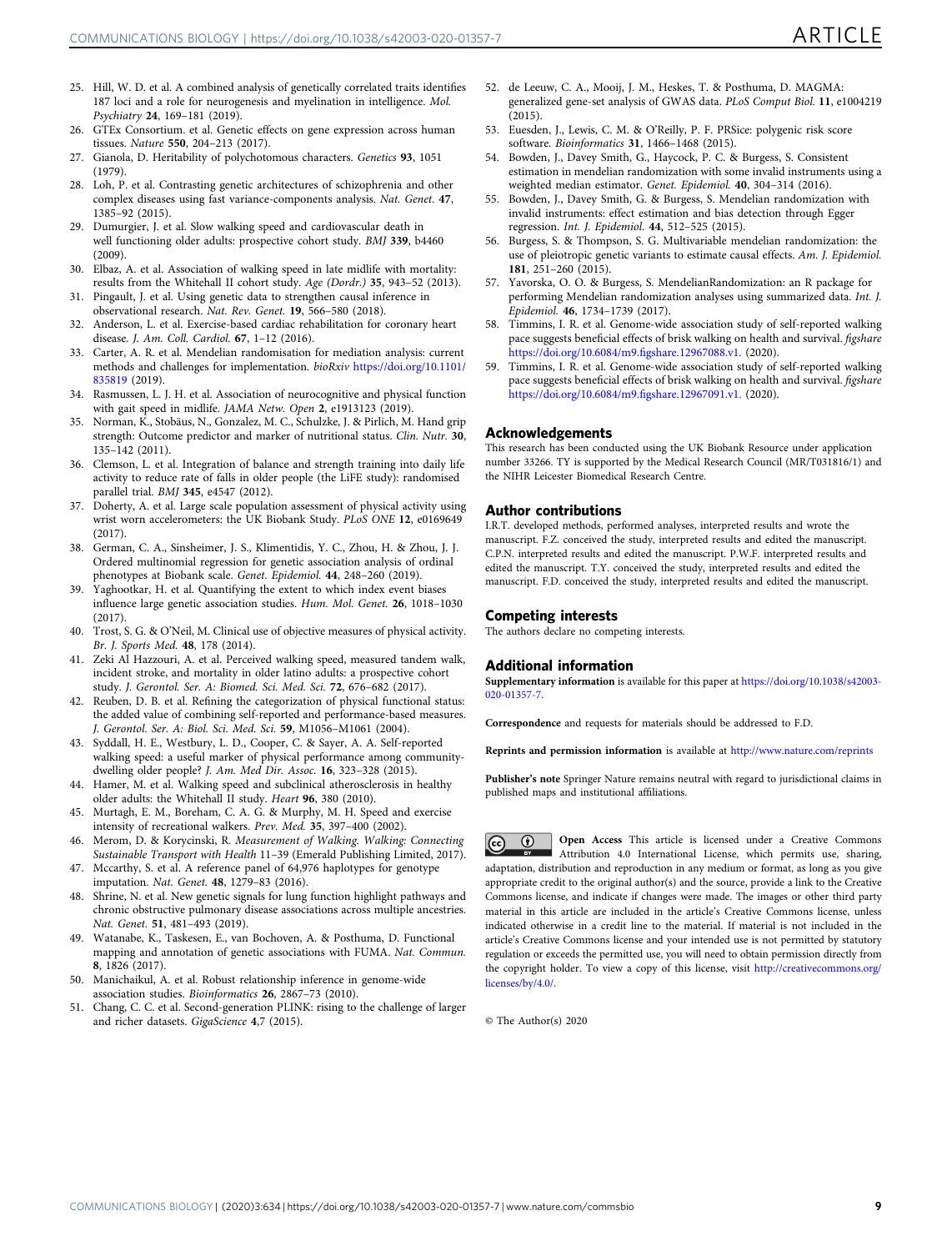25. Hill, W. D. et al. A combined analysis of genetically correlated traits identifies 187 loci and a role for neurogenesis and myelination in intelligence. *Mol. Psychiatry* **24**, 169–181 (2019).
26. GTEx Consortium. et al. Genetic effects on gene expression across human tissues. *Nature* **550**, 204–213 (2017).
27. Gianola, D. Heritability of polychotomous characters. *Genetics* **93**, 1051 (1979).
28. Loh, P. et al. Contrasting genetic architectures of schizophrenia and other complex diseases using fast variance-components analysis. *Nat. Genet.* **47**, 1385–92 (2015).
29. Dumurgier, J. et al. Slow walking speed and cardiovascular death in well functioning older adults: prospective cohort study. *BMJ* **339**, b4460 (2009).
30. Elbaz, A. et al. Association of walking speed in late midlife with mortality: results from the Whitehall II cohort study. *Age (Dordr.)* **35**, 943–52 (2013).
31. Pingault, J. et al. Using genetic data to strengthen causal inference in observational research. *Nat. Rev. Genet.* **19**, 566–580 (2018).
32. Anderson, L. et al. Exercise-based cardiac rehabilitation for coronary heart disease. *J. Am. Coll. Cardiol.* **67**, 1–12 (2016).
33. Carter, A. R. et al. Mendelian randomisation for mediation analysis: current methods and challenges for implementation. *bioRxiv* https://doi.org/10.1101/835819 (2019).
34. Rasmussen, L. J. H. et al. Association of neurocognitive and physical function with gait speed in midlife. *JAMA Netw. Open* **2**, e1913123 (2019).
35. Norman, K., Stobäus, N., Gonzalez, M. C., Schulzke, J. & Pirlich, M. Hand grip strength: Outcome predictor and marker of nutritional status. *Clin. Nutr.* **30**, 135–142 (2011).
36. Clemson, L. et al. Integration of balance and strength training into daily life activity to reduce rate of falls in older people (the LiFE study): randomised parallel trial. *BMJ* **345**, e4547 (2012).
37. Doherty, A. et al. Large scale population assessment of physical activity using wrist worn accelerometers: the UK Biobank Study. *PLoS ONE* **12**, e0169649 (2017).
38. German, C. A., Sinsheimer, J. S., Klimentidis, Y. C., Zhou, H. & Zhou, J. J. Ordered multinomial regression for genetic association analysis of ordinal phenotypes at Biobank scale. *Genet. Epidemiol.* **44**, 248–260 (2019).
39. Yaghootkar, H. et al. Quantifying the extent to which index event biases influence large genetic association studies. *Hum. Mol. Genet.* **26**, 1018–1030 (2017).
40. Trost, S. G. & O'Neil, M. Clinical use of objective measures of physical activity. *Br. J. Sports Med.* **48**, 178 (2014).
41. Zeki Al Hazzouri, A. et al. Perceived walking speed, measured tandem walk, incident stroke, and mortality in older latino adults: a prospective cohort study. *J. Gerontol. Ser. A: Biomed. Sci. Med. Sci.* **72**, 676–682 (2017).
42. Reuben, D. B. et al. Refining the categorization of physical functional status: the added value of combining self-reported and performance-based measures. *J. Gerontol. Ser. A: Biol. Sci. Med. Sci.* **59**, M1056–M1061 (2004).
43. Syddall, H. E., Westbury, L. D., Cooper, C. & Sayer, A. A. Self-reported walking speed: a useful marker of physical performance among community-dwelling older people? *J. Am. Med Dir. Assoc.* **16**, 323–328 (2015).
44. Hamer, M. et al. Walking speed and subclinical atherosclerosis in healthy older adults: the Whitehall II study. *Heart* **96**, 380 (2010).
45. Murtagh, E. M., Boreham, C. A. G. & Murphy, M. H. Speed and exercise intensity of recreational walkers. *Prev. Med.* **35**, 397–400 (2002).
46. Merom, D. & Korycinski, R. *Measurement of Walking. Walking: Connecting Sustainable Transport with Health* 11–39 (Emerald Publishing Limited, 2017).
47. Mccarthy, S. et al. A reference panel of 64,976 haplotypes for genotype imputation. *Nat. Genet.* **48**, 1279–83 (2016).
48. Shrine, N. et al. New genetic signals for lung function highlight pathways and chronic obstructive pulmonary disease associations across multiple ancestries. *Nat. Genet.* **51**, 481–493 (2019).
49. Watanabe, K., Taskesen, E., van Bochoven, A. & Posthuma, D. Functional mapping and annotation of genetic associations with FUMA. *Nat. Commun.* **8**, 1826 (2017).
50. Manichaikul, A. et al. Robust relationship inference in genome-wide association studies. *Bioinformatics* **26**, 2867–73 (2010).
51. Chang, C. C. et al. Second-generation PLINK: rising to the challenge of larger and richer datasets. *GigaScience* **4**,7 (2015).
52. de Leeuw, C. A., Mooij, J. M., Heskes, T. & Posthuma, D. MAGMA: generalized gene-set analysis of GWAS data. *PLoS Comput Biol.* **11**, e1004219 (2015).
53. Euesden, J., Lewis, C. M. & O'Reilly, P. F. PRSice: polygenic risk score software. *Bioinformatics* **31**, 1466–1468 (2015).
54. Bowden, J., Davey Smith, G., Haycock, P. C. & Burgess, S. Consistent estimation in mendelian randomization with some invalid instruments using a weighted median estimator. *Genet. Epidemiol.* **40**, 304–314 (2016).
55. Bowden, J., Davey Smith, G. & Burgess, S. Mendelian randomization with invalid instruments: effect estimation and bias detection through Egger regression. *Int. J. Epidemiol.* **44**, 512–525 (2015).
56. Burgess, S. & Thompson, S. G. Multivariable mendelian randomization: the use of pleiotropic genetic variants to estimate causal effects. *Am. J. Epidemiol.* **181**, 251–260 (2015).
57. Yavorska, O. O. & Burgess, S. MendelianRandomization: an R package for performing Mendelian randomization analyses using summarized data. *Int. J. Epidemiol.* **46**, 1734–1739 (2017).
58. Timmins, I. R. et al. Genome-wide association study of self-reported walking pace suggests beneficial effects of brisk walking on health and survival. *figshare* https://doi.org/10.6084/m9.figshare.12967088.v1. (2020).
59. Timmins, I. R. et al. Genome-wide association study of self-reported walking pace suggests beneficial effects of brisk walking on health and survival. *figshare* https://doi.org/10.6084/m9.figshare.12967091.v1. (2020).

## Acknowledgements

This research has been conducted using the UK Biobank Resource under application number 33266. TY is supported by the Medical Research Council (MR/T031816/1) and the NIHR Leicester Biomedical Research Centre.

## Author contributions

I.R.T. developed methods, performed analyses, interpreted results and wrote the manuscript. F.Z. conceived the study, interpreted results and edited the manuscript. C.P.N. interpreted results and edited the manuscript. P.W.F. interpreted results and edited the manuscript. T.Y. conceived the study, interpreted results and edited the manuscript. F.D. conceived the study, interpreted results and edited the manuscript.

## Competing interests

The authors declare no competing interests.

## Additional information

**Supplementary information** is available for this paper at https://doi.org/10.1038/s42003-020-01357-7.

**Correspondence** and requests for materials should be addressed to F.D.

**Reprints and permission information** is available at http://www.nature.com/reprints

**Publisher's note** Springer Nature remains neutral with regard to jurisdictional claims in published maps and institutional affiliations.

**Open Access** This article is licensed under a Creative Commons Attribution 4.0 International License, which permits use, sharing, adaptation, distribution and reproduction in any medium or format, as long as you give appropriate credit to the original author(s) and the source, provide a link to the Creative Commons license, and indicate if changes were made. The images or other third party material in this article are included in the article's Creative Commons license, unless indicated otherwise in a credit line to the material. If material is not included in the article's Creative Commons license and your intended use is not permitted by statutory regulation or exceeds the permitted use, you will need to obtain permission directly from the copyright holder. To view a copy of this license, visit http://creativecommons.org/licenses/by/4.0/.

© The Author(s) 2020